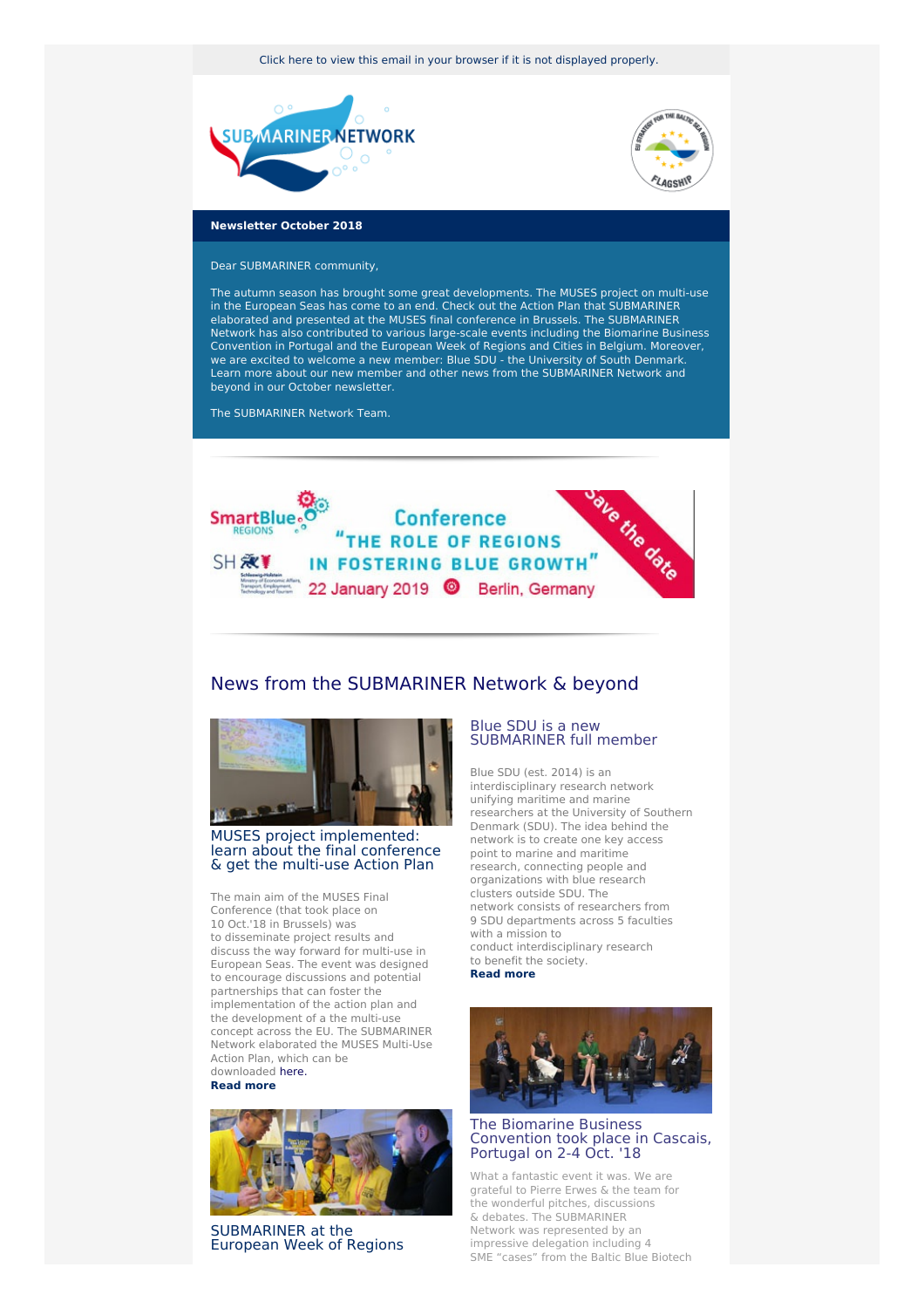Click here to view this email in your browser if it is not displayed properly.

**Newsletter October 2018**

Dear SUBMARINER community,

The autumn season has brought some great developments. The MUSES project on multi-use in the European Seas has come to an end. Check out the Action Plan that SUBMARINER elaborated and presented at the MUSES final conference in Brussels. The SUBMARINER Network has also contributed to various large-scale events including the Biomarine Business Convention in Portugal and the European Week of Regions and Cities in Belgium. Moreover, we are excited to welcome a new member: Blue SDU - the University of South Denmark. Learn more about our new member and other news from the SUBMARINER Network and beyond in our October newsletter.

The SUBMARINER Network Team.

Conference "THE ROLE OF REGIONS IN FOSTERING BLUE GROWTH"
22 January 2019 Berlin, Germany
Save the date

## News from the SUBMARINER Network & beyond

### MUSES project implemented: learn about the final conference & get the multi-use Action Plan

The main aim of the MUSES Final Conference (that took place on 10 Oct.'18 in Brussels) was to disseminate project results and discuss the way forward for multi-use in European Seas. The event was designed to encourage discussions and potential partnerships that can foster the implementation of the action plan and the development of a the multi-use concept across the EU. The SUBMARINER Network elaborated the MUSES Multi-Use Action Plan, which can be downloaded here.
**Read more**

### SUBMARINER at the European Week of Regions

### Blue SDU is a new SUBMARINER full member

Blue SDU (est. 2014) is an interdisciplinary research network unifying maritime and marine researchers at the University of Southern Denmark (SDU). The idea behind the network is to create one key access point to marine and maritime research, connecting people and organizations with blue research clusters outside SDU. The network consists of researchers from 9 SDU departments across 5 faculties with a mission to conduct interdisciplinary research to benefit the society.
**Read more**

### The Biomarine Business Convention took place in Cascais, Portugal on 2-4 Oct. '18

What a fantastic event it was. We are grateful to Pierre Erwes & the team for the wonderful pitches, discussions & debates. The SUBMARINER Network was represented by an impressive delegation including 4 SME "cases" from the Baltic Blue Biotech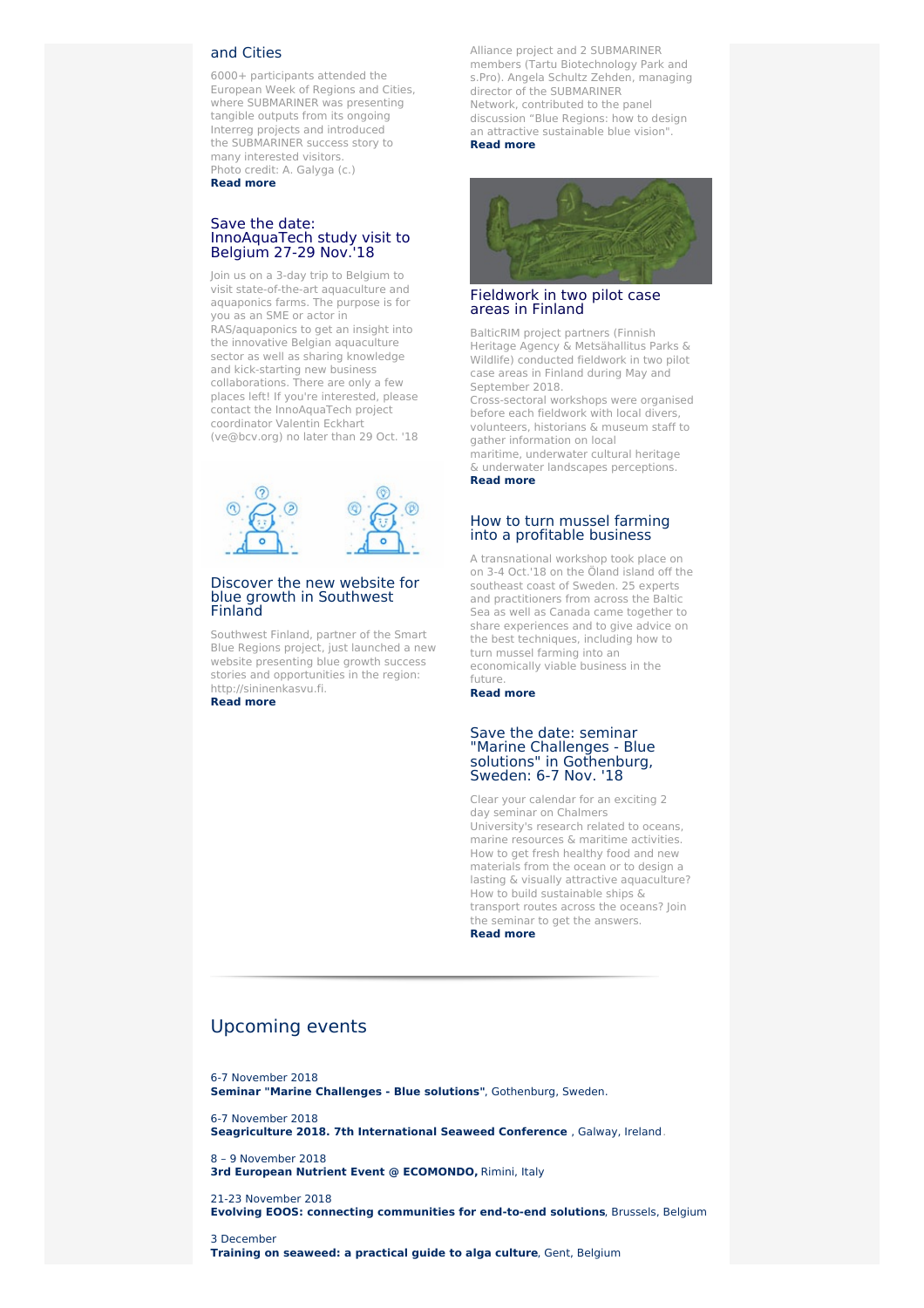## and Cities

6000+ participants attended the European Week of Regions and Cities, where SUBMARINER was presenting tangible outputs from its ongoing Interreg projects and introduced the SUBMARINER success story to many interested visitors.
Photo credit: A. Galyga (c.)
**Read more**

## Save the date: InnoAquaTech study visit to Belgium 27-29 Nov.'18

Join us on a 3-day trip to Belgium to visit state-of-the-art aquaculture and aquaponics farms. The purpose is for you as an SME or actor in RAS/aquaponics to get an insight into the innovative Belgian aquaculture sector as well as sharing knowledge and kick-starting new business collaborations. There are only a few places left! If you're interested, please contact the InnoAquaTech project coordinator Valentin Eckhart (ve@bcv.org) no later than 29 Oct. '18

## Discover the new website for blue growth in Southwest Finland

Southwest Finland, partner of the Smart Blue Regions project, just launched a new website presenting blue growth success stories and opportunities in the region: http://sininenkasvu.fi.
**Read more**

Alliance project and 2 SUBMARINER members (Tartu Biotechnology Park and s.Pro). Angela Schultz Zehden, managing director of the SUBMARINER Network, contributed to the panel discussion "Blue Regions: how to design an attractive sustainable blue vision".
**Read more**

## Fieldwork in two pilot case areas in Finland

BalticRIM project partners (Finnish Heritage Agency & Metsähallitus Parks & Wildlife) conducted fieldwork in two pilot case areas in Finland during May and September 2018.
Cross-sectoral workshops were organised before each fieldwork with local divers, volunteers, historians & museum staff to gather information on local maritime, underwater cultural heritage & underwater landscapes perceptions.
**Read more**

## How to turn mussel farming into a profitable business

A transnational workshop took place on on 3-4 Oct.'18 on the Öland island off the southeast coast of Sweden. 25 experts and practitioners from across the Baltic Sea as well as Canada came together to share experiences and to give advice on the best techniques, including how to turn mussel farming into an economically viable business in the future.
**Read more**

## Save the date: seminar "Marine Challenges - Blue solutions" in Gothenburg, Sweden: 6-7 Nov. '18

Clear your calendar for an exciting 2 day seminar on Chalmers University's research related to oceans, marine resources & maritime activities. How to get fresh healthy food and new materials from the ocean or to design a lasting & visually attractive aquaculture? How to build sustainable ships & transport routes across the oceans? Join the seminar to get the answers.
**Read more**

# Upcoming events

6-7 November 2018
**Seminar "Marine Challenges - Blue solutions"**, Gothenburg, Sweden.

6-7 November 2018
**Seagriculture 2018. 7th International Seaweed Conference** , Galway, Ireland.

8 – 9 November 2018
**3rd European Nutrient Event @ ECOMONDO,** Rimini, Italy

21-23 November 2018
**Evolving EOOS: connecting communities for end-to-end solutions**, Brussels, Belgium

3 December
**Training on seaweed: a practical guide to alga culture**, Gent, Belgium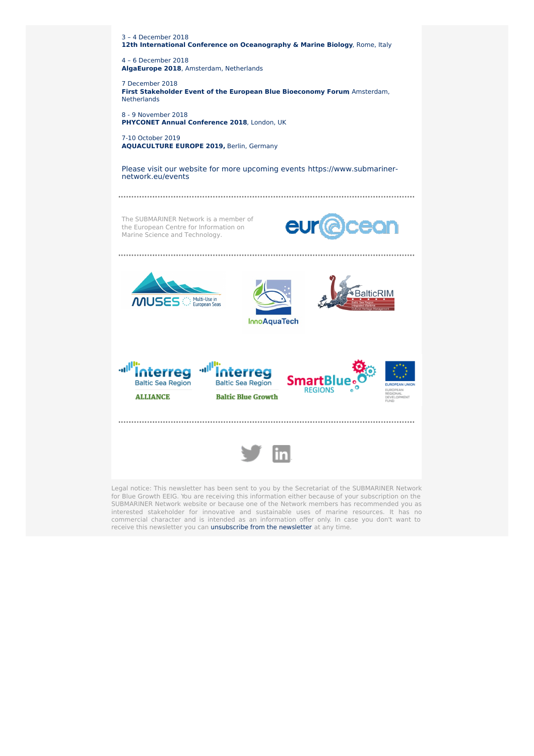3 – 4 December 2018
**12th International Conference on Oceanography & Marine Biology**, Rome, Italy

4 – 6 December 2018
**AlgaEurope 2018**, Amsterdam, Netherlands

7 December 2018
**First Stakeholder Event of the European Blue Bioeconomy Forum** Amsterdam, Netherlands

8 - 9 November 2018
**PHYCONET Annual Conference 2018**, London, UK

7-10 October 2019
**AQUACULTURE EUROPE 2019,** Berlin, Germany

Please visit our website for more upcoming events https://www.submariner-network.eu/events

The SUBMARINER Network is a member of the European Centre for Information on Marine Science and Technology.

Legal notice: This newsletter has been sent to you by the Secretariat of the SUBMARINER Network for Blue Growth EEIG. You are receiving this information either because of your subscription on the SUBMARINER Network website or because one of the Network members has recommended you as interested stakeholder for innovative and sustainable uses of marine resources. It has no commercial character and is intended as an information offer only. In case you don't want to receive this newsletter you can unsubscribe from the newsletter at any time.